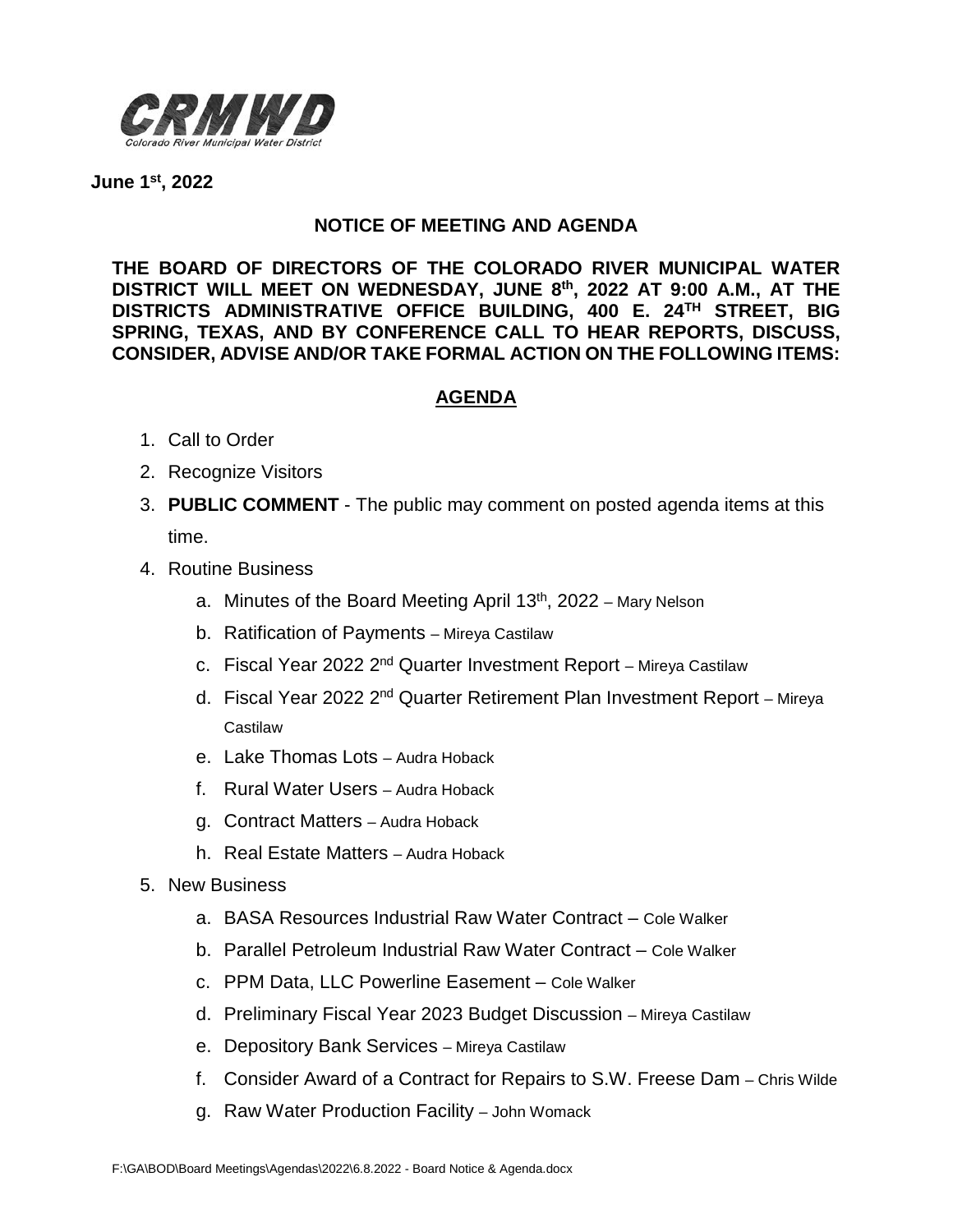CRMWD
Colorado River Municipal Water District

**June 1st, 2022**

## NOTICE OF MEETING AND AGENDA

**THE BOARD OF DIRECTORS OF THE COLORADO RIVER MUNICIPAL WATER DISTRICT WILL MEET ON WEDNESDAY, JUNE 8th, 2022 AT 9:00 A.M., AT THE DISTRICTS ADMINISTRATIVE OFFICE BUILDING, 400 E. 24TH STREET, BIG SPRING, TEXAS, AND BY CONFERENCE CALL TO HEAR REPORTS, DISCUSS, CONSIDER, ADVISE AND/OR TAKE FORMAL ACTION ON THE FOLLOWING ITEMS:**

## AGENDA

1. Call to Order
2. Recognize Visitors
3. **PUBLIC COMMENT** - The public may comment on posted agenda items at this time.
4. Routine Business
   a. Minutes of the Board Meeting April 13th, 2022 – Mary Nelson
   b. Ratification of Payments – Mireya Castilaw
   c. Fiscal Year 2022 2nd Quarter Investment Report – Mireya Castilaw
   d. Fiscal Year 2022 2nd Quarter Retirement Plan Investment Report – Mireya Castilaw
   e. Lake Thomas Lots – Audra Hoback
   f. Rural Water Users – Audra Hoback
   g. Contract Matters – Audra Hoback
   h. Real Estate Matters – Audra Hoback
5. New Business
   a. BASA Resources Industrial Raw Water Contract – Cole Walker
   b. Parallel Petroleum Industrial Raw Water Contract – Cole Walker
   c. PPM Data, LLC Powerline Easement – Cole Walker
   d. Preliminary Fiscal Year 2023 Budget Discussion – Mireya Castilaw
   e. Depository Bank Services – Mireya Castilaw
   f. Consider Award of a Contract for Repairs to S.W. Freese Dam – Chris Wilde
   g. Raw Water Production Facility – John Womack

F:\GA\BOD\Board Meetings\Agendas\2022\6.8.2022 - Board Notice & Agenda.docx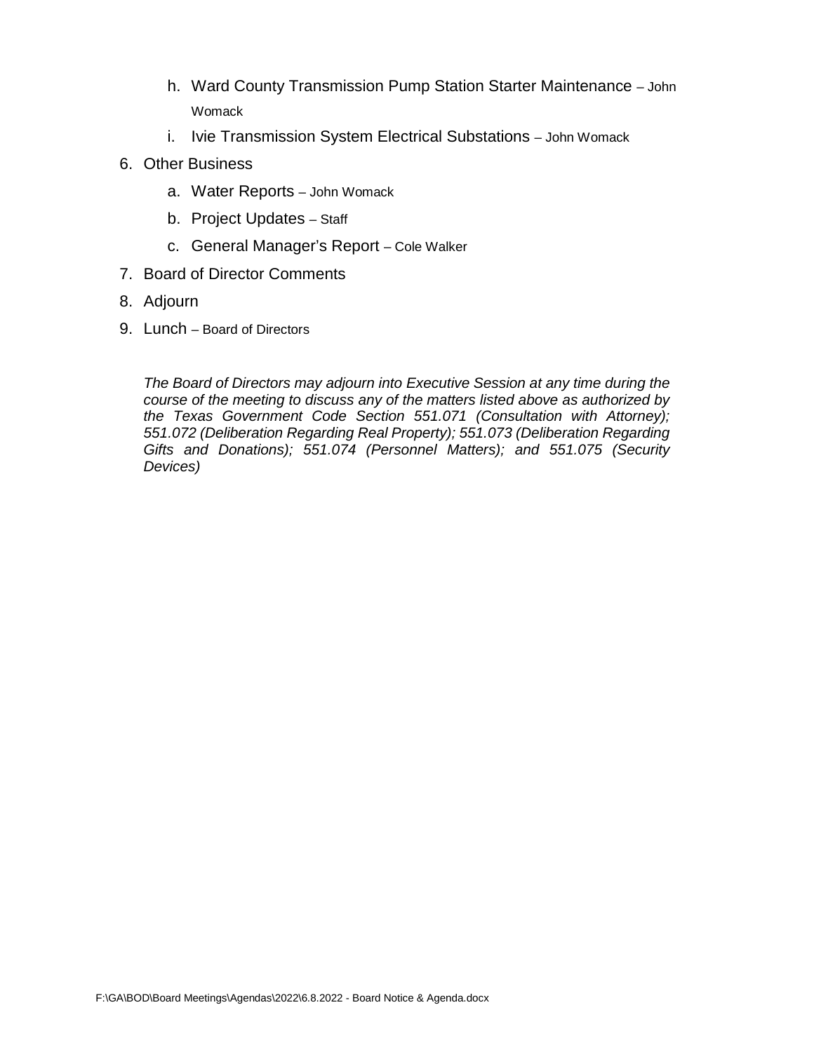h. Ward County Transmission Pump Station Starter Maintenance – John Womack

i. Ivie Transmission System Electrical Substations – John Womack

6. Other Business

   a. Water Reports – John Womack

   b. Project Updates – Staff

   c. General Manager's Report – Cole Walker

7. Board of Director Comments

8. Adjourn

9. Lunch – Board of Directors

*The Board of Directors may adjourn into Executive Session at any time during the course of the meeting to discuss any of the matters listed above as authorized by the Texas Government Code Section 551.071 (Consultation with Attorney); 551.072 (Deliberation Regarding Real Property); 551.073 (Deliberation Regarding Gifts and Donations); 551.074 (Personnel Matters); and 551.075 (Security Devices)*

F:\GA\BOD\Board Meetings\Agendas\2022\6.8.2022 - Board Notice & Agenda.docx